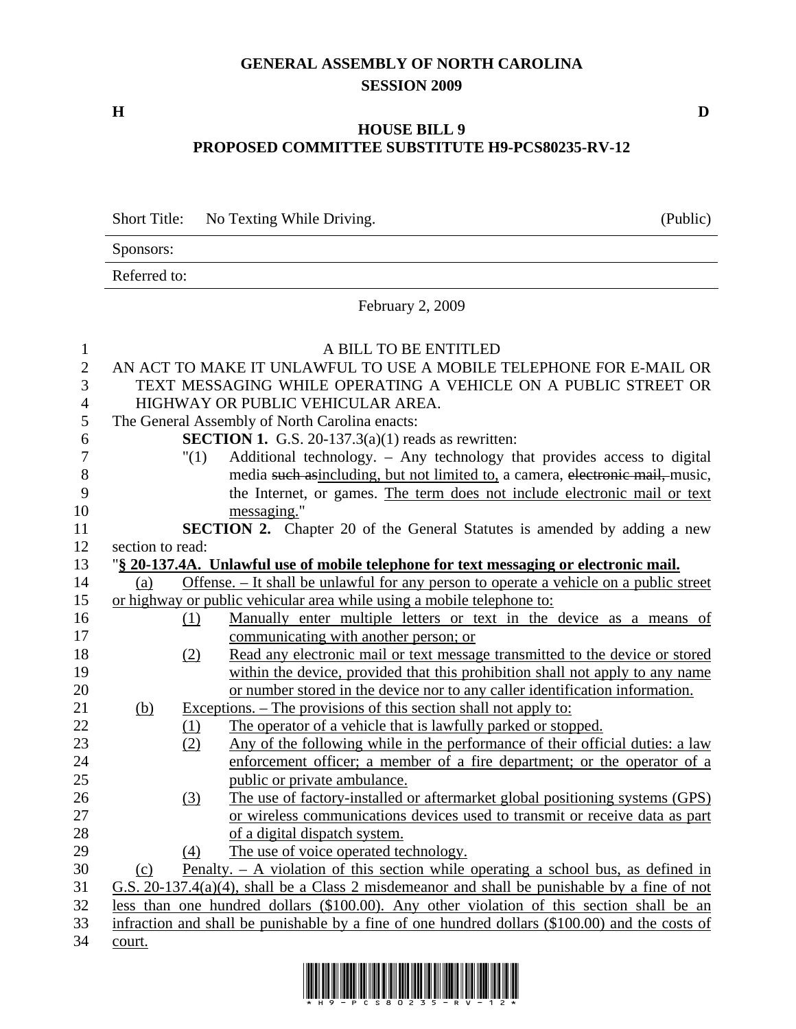# GENERAL ASSEMBLY OF NORTH CAROLINA
## SESSION 2009

**H** **D**

## HOUSE BILL 9
## PROPOSED COMMITTEE SUBSTITUTE H9-PCS80235-RV-12

Short Title: No Texting While Driving. (Public)

Sponsors:

Referred to:

February 2, 2009

A BILL TO BE ENTITLED

AN ACT TO MAKE IT UNLAWFUL TO USE A MOBILE TELEPHONE FOR E-MAIL OR TEXT MESSAGING WHILE OPERATING A VEHICLE ON A PUBLIC STREET OR HIGHWAY OR PUBLIC VEHICULAR AREA.

The General Assembly of North Carolina enacts:

**SECTION 1.** G.S. 20-137.3(a)(1) reads as rewritten:

"(1) Additional technology. – Any technology that provides access to digital media ~~such as~~including, but not limited to, a camera, ~~electronic mail,~~ music, the Internet, or games. The term does not include electronic mail or text messaging."

**SECTION 2.** Chapter 20 of the General Statutes is amended by adding a new section to read:

"**§ 20-137.4A. Unlawful use of mobile telephone for text messaging or electronic mail.**

(a) Offense. – It shall be unlawful for any person to operate a vehicle on a public street or highway or public vehicular area while using a mobile telephone to:

(1) Manually enter multiple letters or text in the device as a means of communicating with another person; or

(2) Read any electronic mail or text message transmitted to the device or stored within the device, provided that this prohibition shall not apply to any name or number stored in the device nor to any caller identification information.

(b) Exceptions. – The provisions of this section shall not apply to:

(1) The operator of a vehicle that is lawfully parked or stopped.

(2) Any of the following while in the performance of their official duties: a law enforcement officer; a member of a fire department; or the operator of a public or private ambulance.

(3) The use of factory-installed or aftermarket global positioning systems (GPS) or wireless communications devices used to transmit or receive data as part of a digital dispatch system.

(4) The use of voice operated technology.

(c) Penalty. – A violation of this section while operating a school bus, as defined in G.S. 20-137.4(a)(4), shall be a Class 2 misdemeanor and shall be punishable by a fine of not less than one hundred dollars ($100.00). Any other violation of this section shall be an infraction and shall be punishable by a fine of one hundred dollars ($100.00) and the costs of court.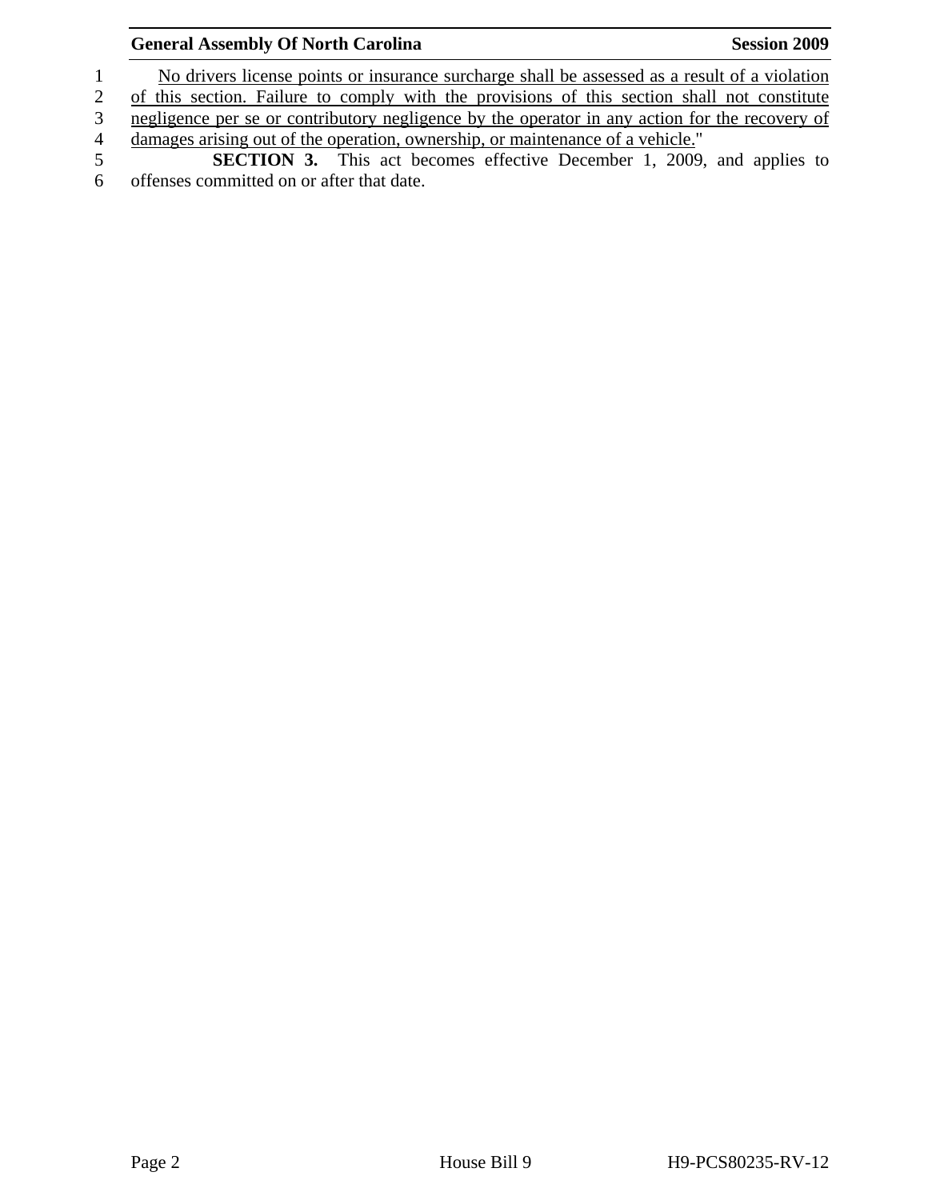No drivers license points or insurance surcharge shall be assessed as a result of a violation of this section. Failure to comply with the provisions of this section shall not constitute negligence per se or contributory negligence by the operator in any action for the recovery of damages arising out of the operation, ownership, or maintenance of a vehicle."

**SECTION 3.** This act becomes effective December 1, 2009, and applies to offenses committed on or after that date.